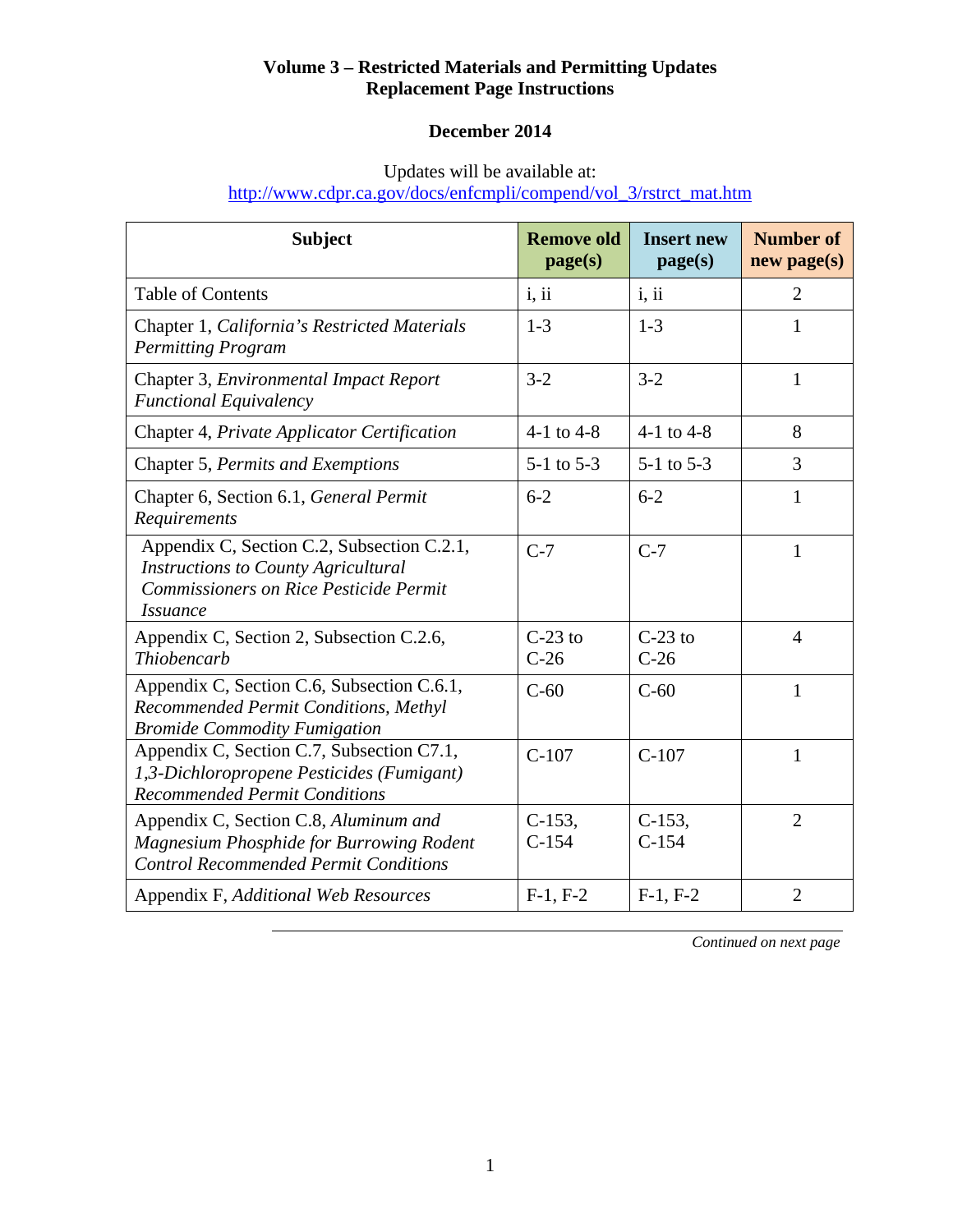**Volume 3 – Restricted Materials and Permitting Updates**
**Replacement Page Instructions**

**December 2014**

Updates will be available at:
http://www.cdpr.ca.gov/docs/enfcmpli/compend/vol_3/rstrct_mat.htm

| Subject | Remove old page(s) | Insert new page(s) | Number of new page(s) |
|---|---|---|---|
| Table of Contents | i, ii | i, ii | 2 |
| Chapter 1, *California's Restricted Materials Permitting Program* | 1-3 | 1-3 | 1 |
| Chapter 3, *Environmental Impact Report Functional Equivalency* | 3-2 | 3-2 | 1 |
| Chapter 4, *Private Applicator Certification* | 4-1 to 4-8 | 4-1 to 4-8 | 8 |
| Chapter 5, *Permits and Exemptions* | 5-1 to 5-3 | 5-1 to 5-3 | 3 |
| Chapter 6, Section 6.1, *General Permit Requirements* | 6-2 | 6-2 | 1 |
| Appendix C, Section C.2, Subsection C.2.1, *Instructions to County Agricultural Commissioners on Rice Pesticide Permit Issuance* | C-7 | C-7 | 1 |
| Appendix C, Section 2, Subsection C.2.6, *Thiobencarb* | C-23 to C-26 | C-23 to C-26 | 4 |
| Appendix C, Section C.6, Subsection C.6.1, *Recommended Permit Conditions, Methyl Bromide Commodity Fumigation* | C-60 | C-60 | 1 |
| Appendix C, Section C.7, Subsection C7.1, *1,3-Dichloropropene Pesticides (Fumigant) Recommended Permit Conditions* | C-107 | C-107 | 1 |
| Appendix C, Section C.8, *Aluminum and Magnesium Phosphide for Burrowing Rodent Control Recommended Permit Conditions* | C-153, C-154 | C-153, C-154 | 2 |
| Appendix F, *Additional Web Resources* | F-1, F-2 | F-1, F-2 | 2 |

*Continued on next page*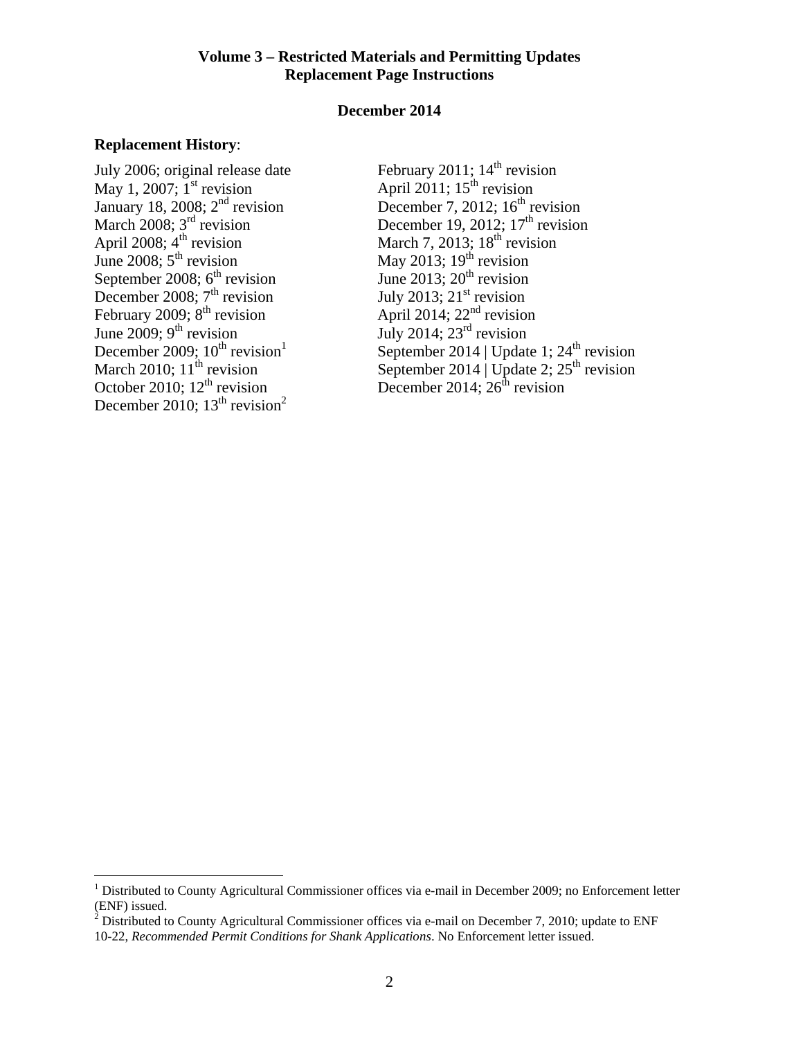**Volume 3 – Restricted Materials and Permitting Updates**
**Replacement Page Instructions**

**December 2014**

**Replacement History**:

July 2006; original release date
May 1, 2007; 1st revision
January 18, 2008; 2nd revision
March 2008; 3rd revision
April 2008; 4th revision
June 2008; 5th revision
September 2008; 6th revision
December 2008; 7th revision
February 2009; 8th revision
June 2009; 9th revision
December 2009; 10th revision[1]
March 2010; 11th revision
October 2010; 12th revision
December 2010; 13th revision[2]
February 2011; 14th revision
April 2011; 15th revision
December 7, 2012; 16th revision
December 19, 2012; 17th revision
March 7, 2013; 18th revision
May 2013; 19th revision
June 2013; 20th revision
July 2013; 21st revision
April 2014; 22nd revision
July 2014; 23rd revision
September 2014 | Update 1; 24th revision
September 2014 | Update 2; 25th revision
December 2014; 26th revision

[1] Distributed to County Agricultural Commissioner offices via e-mail in December 2009; no Enforcement letter (ENF) issued.

[2] Distributed to County Agricultural Commissioner offices via e-mail on December 7, 2010; update to ENF 10-22, *Recommended Permit Conditions for Shank Applications*. No Enforcement letter issued.